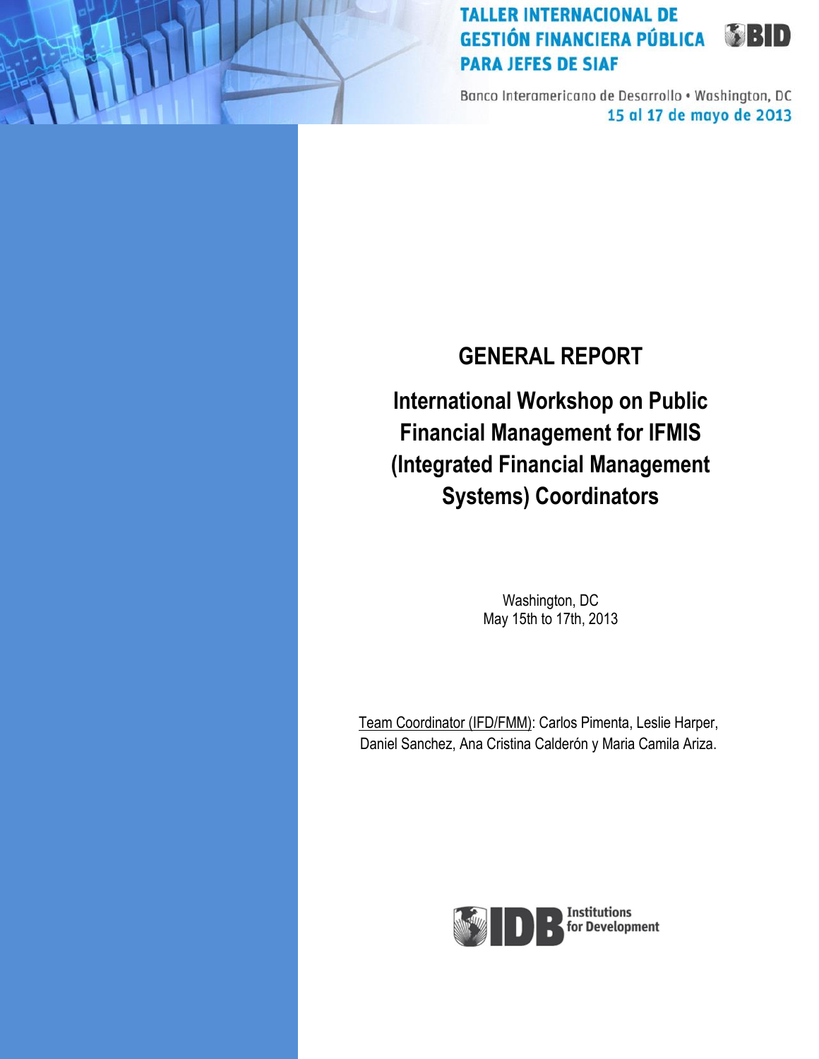TALLER INTERNACIONAL DE GESTIÓN FINANCIERA PÚBLICA PARA JEFES DE SIAF

BID

Banco Interamericano de Desarrollo • Washington, DC
15 al 17 de mayo de 2013

# GENERAL REPORT

## International Workshop on Public Financial Management for IFMIS (Integrated Financial Management Systems) Coordinators

Washington, DC
May 15th to 17th, 2013

Team Coordinator (IFD/FMM): Carlos Pimenta, Leslie Harper, Daniel Sanchez, Ana Cristina Calderón y Maria Camila Ariza.

IDB Institutions for Development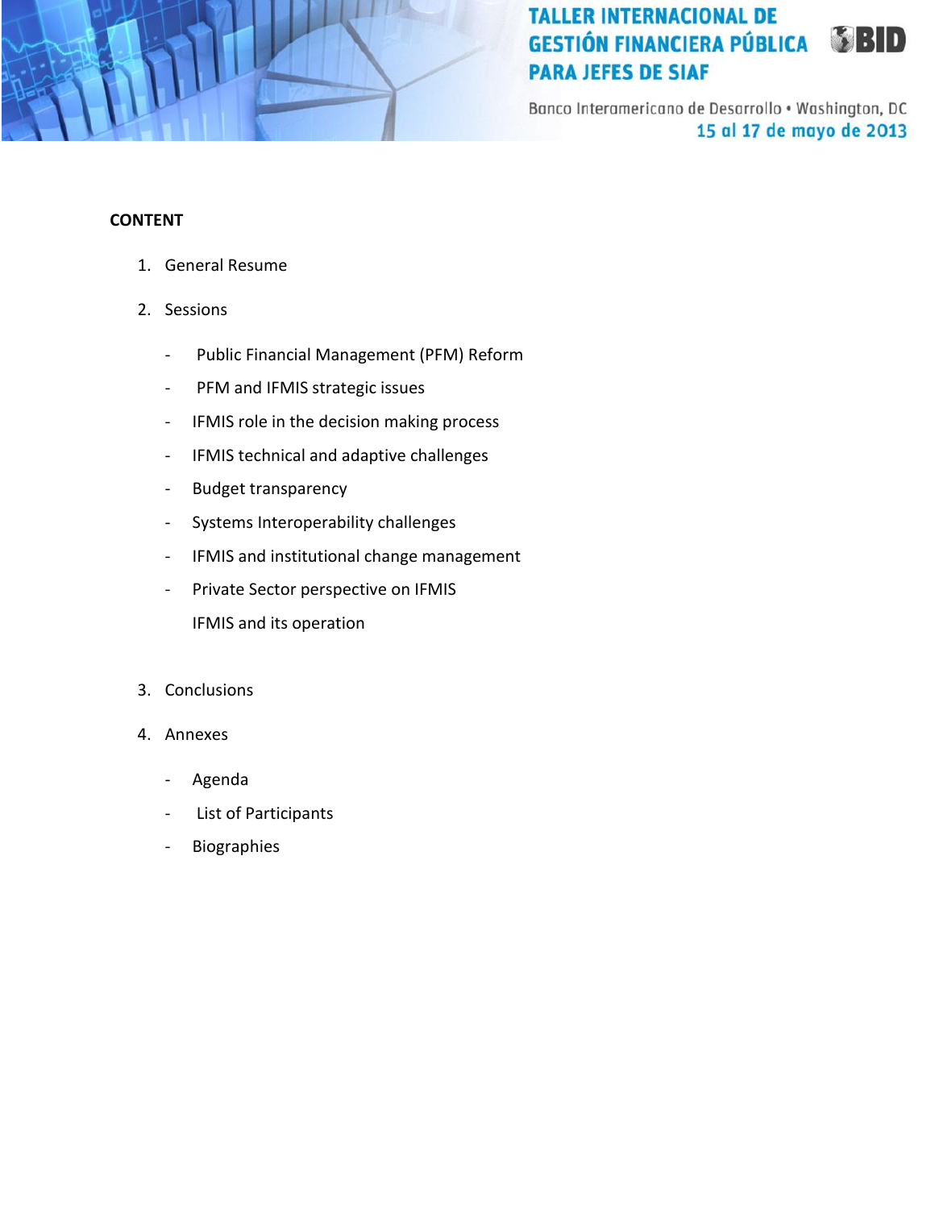**CONTENT**

1. General Resume

2. Sessions

   - Public Financial Management (PFM) Reform
   - PFM and IFMIS strategic issues
   - IFMIS role in the decision making process
   - IFMIS technical and adaptive challenges
   - Budget transparency
   - Systems Interoperability challenges
   - IFMIS and institutional change management
   - Private Sector perspective on IFMIS
     IFMIS and its operation

3. Conclusions

4. Annexes

   - Agenda
   - List of Participants
   - Biographies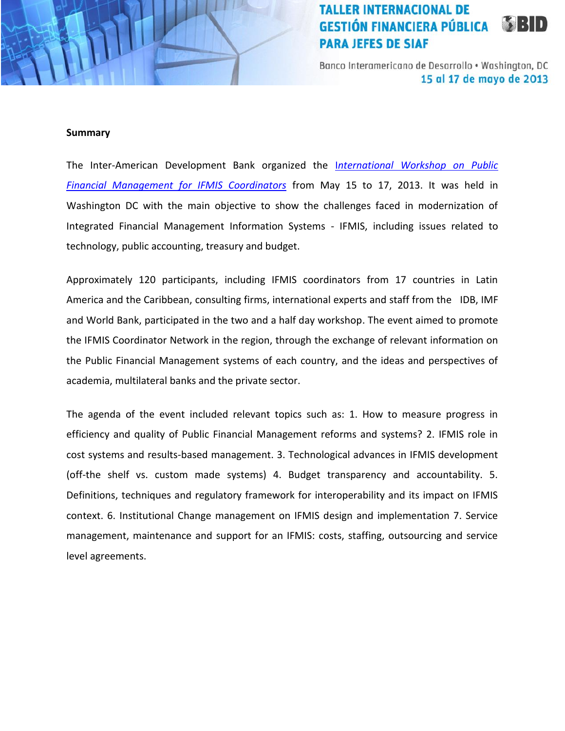**Summary**

The Inter-American Development Bank organized the *International Workshop on Public Financial Management for IFMIS Coordinators* from May 15 to 17, 2013. It was held in Washington DC with the main objective to show the challenges faced in modernization of Integrated Financial Management Information Systems - IFMIS, including issues related to technology, public accounting, treasury and budget.

Approximately 120 participants, including IFMIS coordinators from 17 countries in Latin America and the Caribbean, consulting firms, international experts and staff from the IDB, IMF and World Bank, participated in the two and a half day workshop. The event aimed to promote the IFMIS Coordinator Network in the region, through the exchange of relevant information on the Public Financial Management systems of each country, and the ideas and perspectives of academia, multilateral banks and the private sector.

The agenda of the event included relevant topics such as: 1. How to measure progress in efficiency and quality of Public Financial Management reforms and systems? 2. IFMIS role in cost systems and results-based management. 3. Technological advances in IFMIS development (off-the shelf vs. custom made systems) 4. Budget transparency and accountability. 5. Definitions, techniques and regulatory framework for interoperability and its impact on IFMIS context. 6. Institutional Change management on IFMIS design and implementation 7. Service management, maintenance and support for an IFMIS: costs, staffing, outsourcing and service level agreements.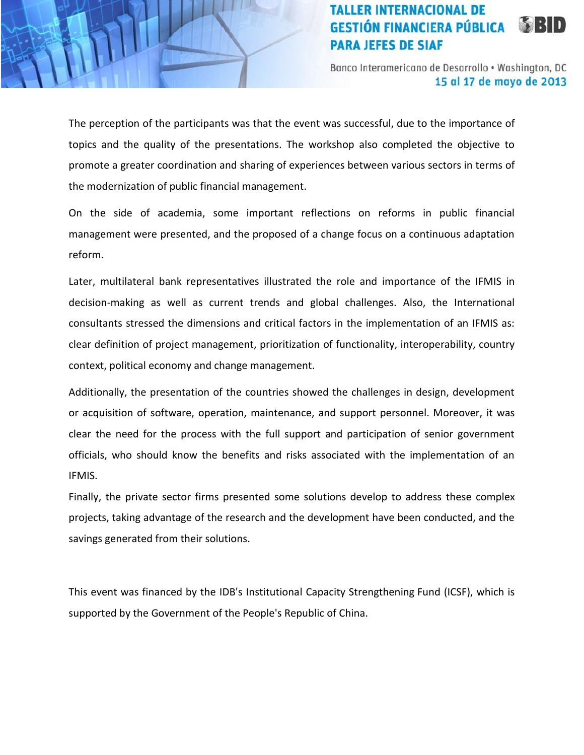The perception of the participants was that the event was successful, due to the importance of topics and the quality of the presentations. The workshop also completed the objective to promote a greater coordination and sharing of experiences between various sectors in terms of the modernization of public financial management.

On the side of academia, some important reflections on reforms in public financial management were presented, and the proposed of a change focus on a continuous adaptation reform.

Later, multilateral bank representatives illustrated the role and importance of the IFMIS in decision-making as well as current trends and global challenges. Also, the International consultants stressed the dimensions and critical factors in the implementation of an IFMIS as: clear definition of project management, prioritization of functionality, interoperability, country context, political economy and change management.

Additionally, the presentation of the countries showed the challenges in design, development or acquisition of software, operation, maintenance, and support personnel. Moreover, it was clear the need for the process with the full support and participation of senior government officials, who should know the benefits and risks associated with the implementation of an IFMIS.

Finally, the private sector firms presented some solutions develop to address these complex projects, taking advantage of the research and the development have been conducted, and the savings generated from their solutions.

This event was financed by the IDB's Institutional Capacity Strengthening Fund (ICSF), which is supported by the Government of the People's Republic of China.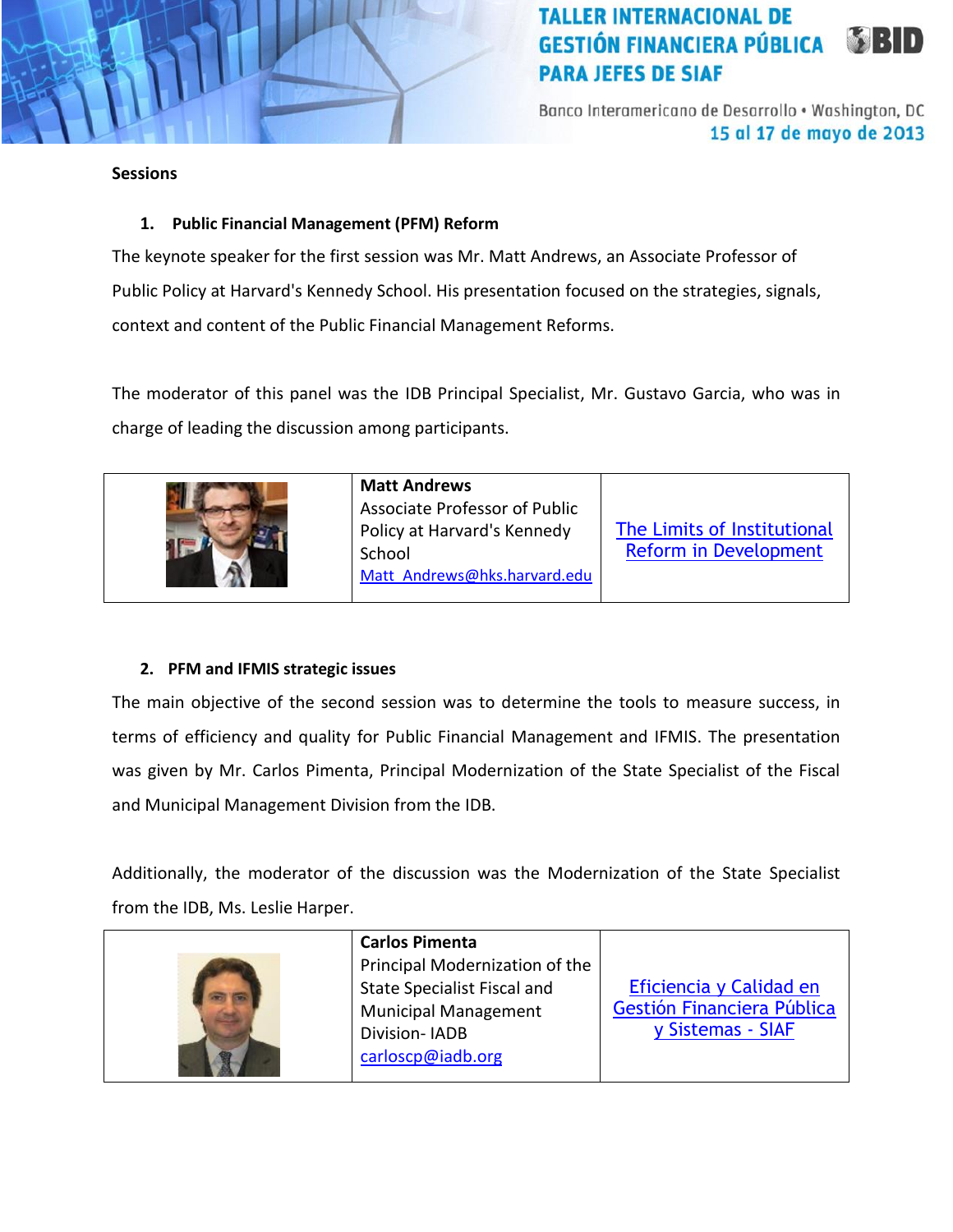**Sessions**

1. **Public Financial Management (PFM) Reform**

The keynote speaker for the first session was Mr. Matt Andrews, an Associate Professor of Public Policy at Harvard's Kennedy School. His presentation focused on the strategies, signals, context and content of the Public Financial Management Reforms.

The moderator of this panel was the IDB Principal Specialist, Mr. Gustavo Garcia, who was in charge of leading the discussion among participants.

| | | |
|---|---|---|
| | **Matt Andrews**<br>Associate Professor of Public Policy at Harvard's Kennedy School<br>Matt_Andrews@hks.harvard.edu | The Limits of Institutional Reform in Development |

2. **PFM and IFMIS strategic issues**

The main objective of the second session was to determine the tools to measure success, in terms of efficiency and quality for Public Financial Management and IFMIS. The presentation was given by Mr. Carlos Pimenta, Principal Modernization of the State Specialist of the Fiscal and Municipal Management Division from the IDB.

Additionally, the moderator of the discussion was the Modernization of the State Specialist from the IDB, Ms. Leslie Harper.

| | | |
|---|---|---|
| | **Carlos Pimenta**<br>Principal Modernization of the State Specialist Fiscal and Municipal Management Division- IADB<br>carloscp@iadb.org | Eficiencia y Calidad en Gestión Financiera Pública y Sistemas - SIAF |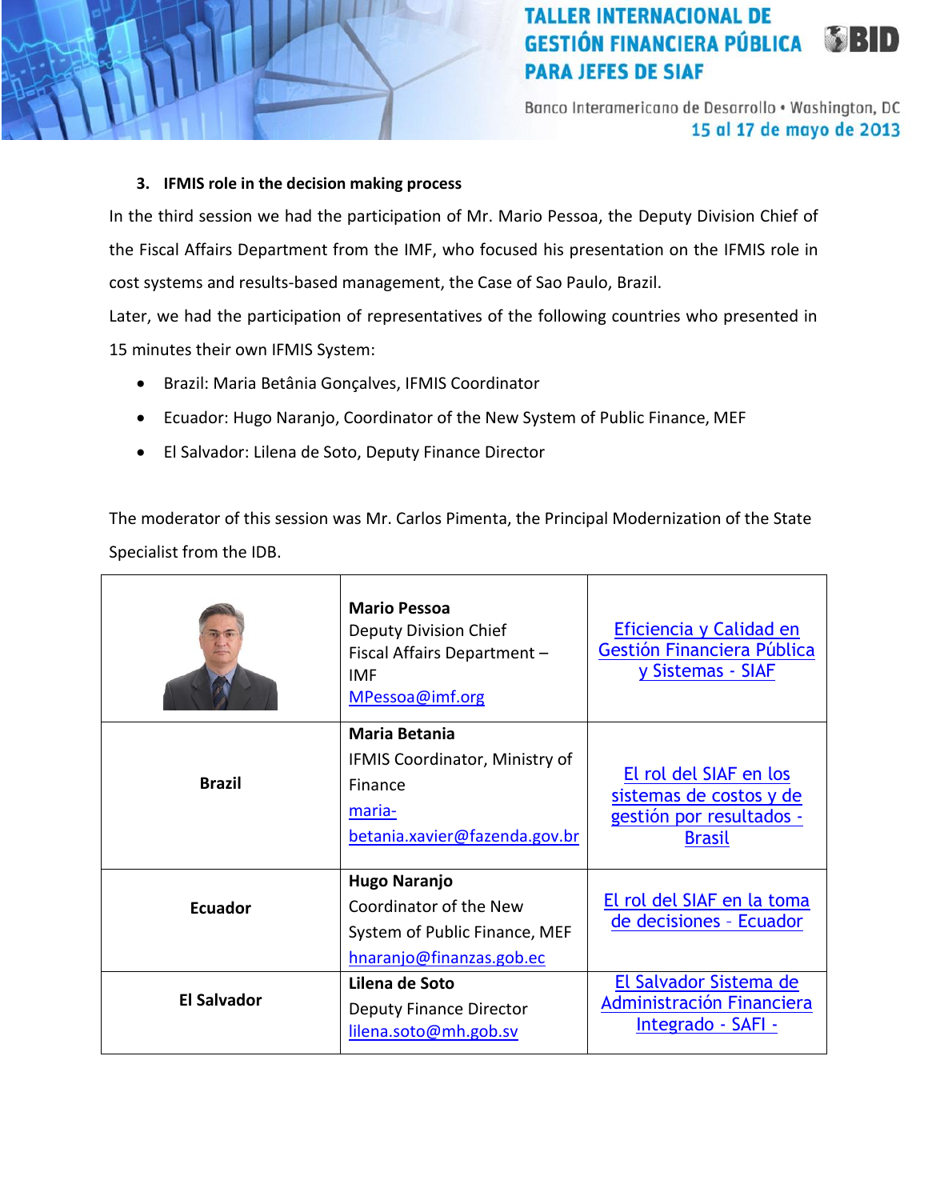### 3. IFMIS role in the decision making process

In the third session we had the participation of Mr. Mario Pessoa, the Deputy Division Chief of the Fiscal Affairs Department from the IMF, who focused his presentation on the IFMIS role in cost systems and results-based management, the Case of Sao Paulo, Brazil.

Later, we had the participation of representatives of the following countries who presented in 15 minutes their own IFMIS System:

- Brazil: Maria Betânia Gonçalves, IFMIS Coordinator
- Ecuador: Hugo Naranjo, Coordinator of the New System of Public Finance, MEF
- El Salvador: Lilena de Soto, Deputy Finance Director

The moderator of this session was Mr. Carlos Pimenta, the Principal Modernization of the State Specialist from the IDB.

| | | |
|---|---|---|
| | **Mario Pessoa**<br>Deputy Division Chief<br>Fiscal Affairs Department – IMF<br>MPessoa@imf.org | Eficiencia y Calidad en Gestión Financiera Pública y Sistemas - SIAF |
| **Brazil** | **Maria Betania**<br>IFMIS Coordinator, Ministry of Finance<br>maria-betania.xavier@fazenda.gov.br | El rol del SIAF en los sistemas de costos y de gestión por resultados - Brasil |
| **Ecuador** | **Hugo Naranjo**<br>Coordinator of the New System of Public Finance, MEF<br>hnaranjo@finanzas.gob.ec | El rol del SIAF en la toma de decisiones - Ecuador |
| **El Salvador** | **Lilena de Soto**<br>Deputy Finance Director<br>lilena.soto@mh.gob.sv | El Salvador Sistema de Administración Financiera Integrado - SAFI - |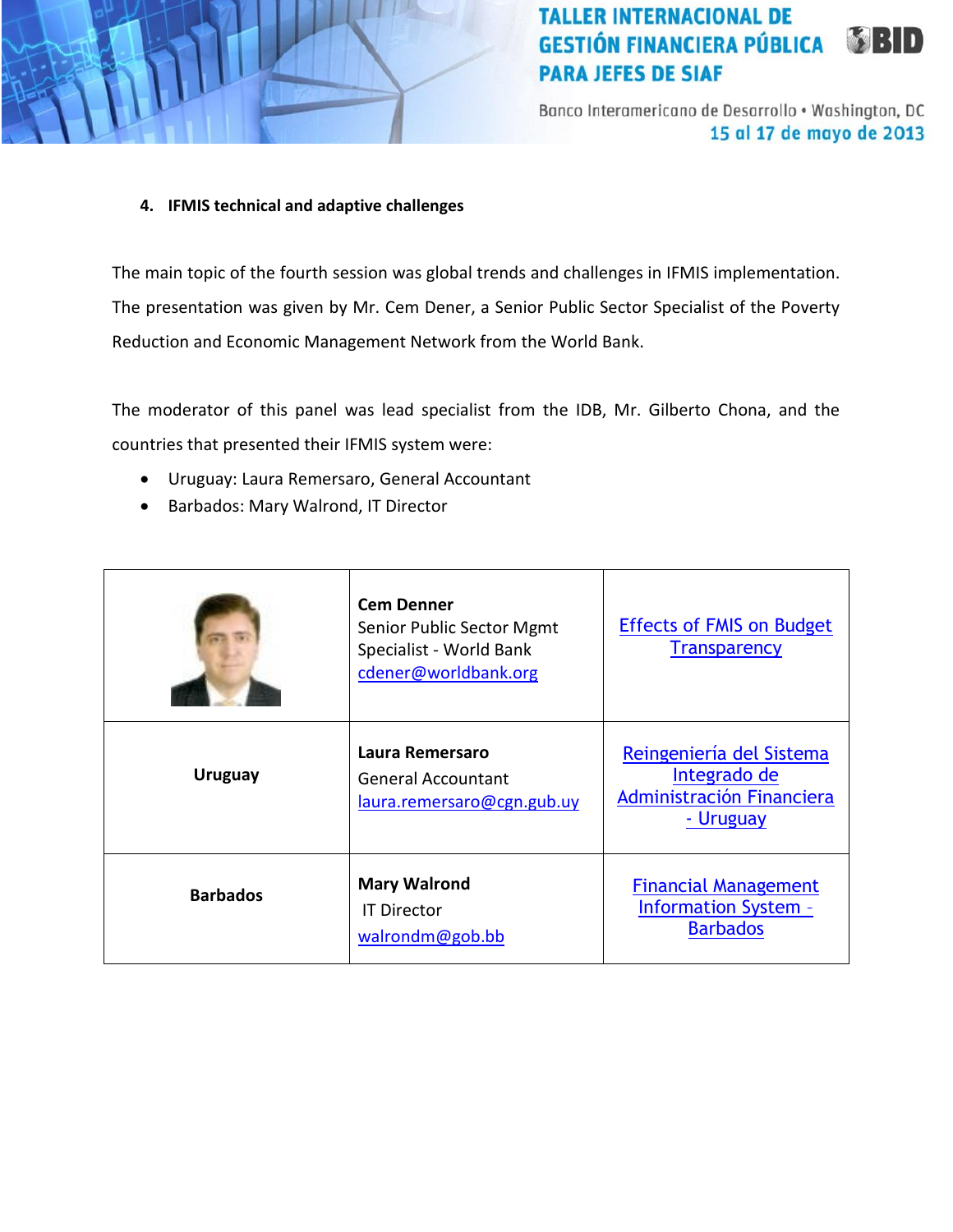## 4. IFMIS technical and adaptive challenges

The main topic of the fourth session was global trends and challenges in IFMIS implementation. The presentation was given by Mr. Cem Dener, a Senior Public Sector Specialist of the Poverty Reduction and Economic Management Network from the World Bank.

The moderator of this panel was lead specialist from the IDB, Mr. Gilberto Chona, and the countries that presented their IFMIS system were:

- Uruguay: Laura Remersaro, General Accountant
- Barbados: Mary Walrond, IT Director

| | | |
|---|---|---|
| | **Cem Denner**<br>Senior Public Sector Mgmt Specialist - World Bank<br>cdener@worldbank.org | Effects of FMIS on Budget Transparency |
| **Uruguay** | **Laura Remersaro**<br>General Accountant<br>laura.remersaro@cgn.gub.uy | Reingeniería del Sistema Integrado de Administración Financiera - Uruguay |
| **Barbados** | **Mary Walrond**<br>IT Director<br>walrondm@gob.bb | Financial Management Information System - Barbados |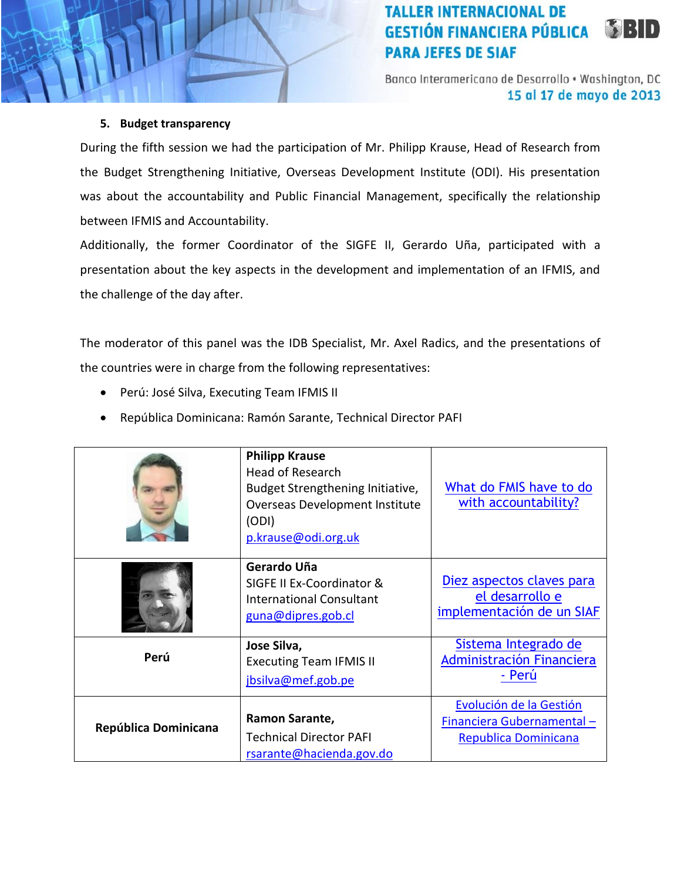### 5. Budget transparency

During the fifth session we had the participation of Mr. Philipp Krause, Head of Research from the Budget Strengthening Initiative, Overseas Development Institute (ODI). His presentation was about the accountability and Public Financial Management, specifically the relationship between IFMIS and Accountability.

Additionally, the former Coordinator of the SIGFE II, Gerardo Uña, participated with a presentation about the key aspects in the development and implementation of an IFMIS, and the challenge of the day after.

The moderator of this panel was the IDB Specialist, Mr. Axel Radics, and the presentations of the countries were in charge from the following representatives:

- Perú: José Silva, Executing Team IFMIS II
- República Dominicana: Ramón Sarante, Technical Director PAFI

| | | |
|---|---|---|
| | **Philipp Krause**<br>Head of Research<br>Budget Strengthening Initiative, Overseas Development Institute (ODI)<br>p.krause@odi.org.uk | What do FMIS have to do with accountability? |
| | **Gerardo Uña**<br>SIGFE II Ex-Coordinator & International Consultant<br>guna@dipres.gob.cl | Diez aspectos claves para el desarrollo e implementación de un SIAF |
| **Perú** | **Jose Silva,**<br>Executing Team IFMIS II<br>jbsilva@mef.gob.pe | Sistema Integrado de Administración Financiera - Perú |
| **República Dominicana** | **Ramon Sarante,**<br>Technical Director PAFI<br>rsarante@hacienda.gov.do | Evolución de la Gestión Financiera Gubernamental – Republica Dominicana |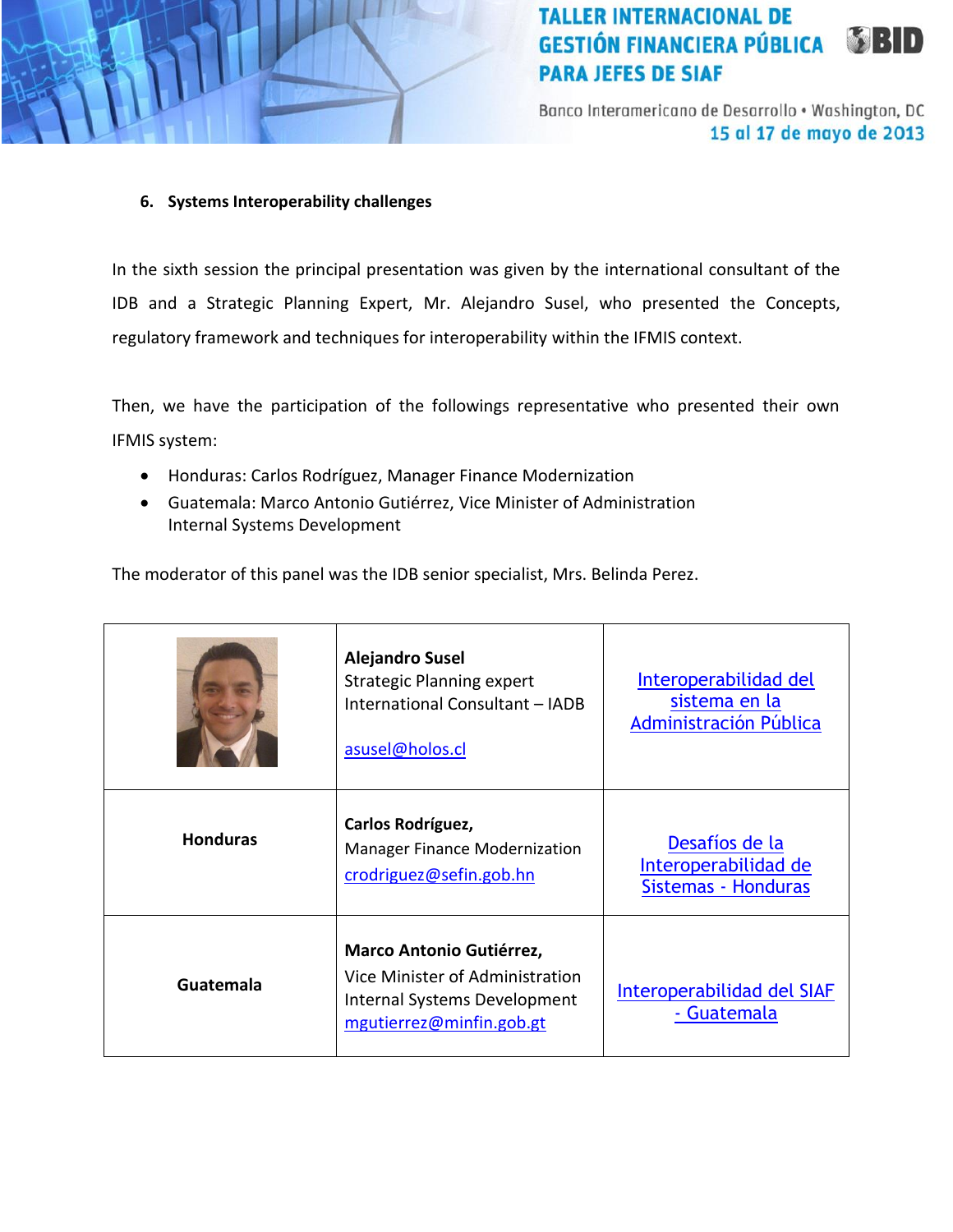### 6. Systems Interoperability challenges

In the sixth session the principal presentation was given by the international consultant of the IDB and a Strategic Planning Expert, Mr. Alejandro Susel, who presented the Concepts, regulatory framework and techniques for interoperability within the IFMIS context.

Then, we have the participation of the followings representative who presented their own IFMIS system:

- Honduras: Carlos Rodríguez, Manager Finance Modernization
- Guatemala: Marco Antonio Gutiérrez, Vice Minister of Administration Internal Systems Development

The moderator of this panel was the IDB senior specialist, Mrs. Belinda Perez.

| | | |
|---|---|---|
| | **Alejandro Susel**<br>Strategic Planning expert<br>International Consultant – IADB<br><br>asusel@holos.cl | Interoperabilidad del sistema en la Administración Pública |
| **Honduras** | **Carlos Rodríguez,**<br>Manager Finance Modernization<br>crodriguez@sefin.gob.hn | Desafíos de la Interoperabilidad de Sistemas - Honduras |
| **Guatemala** | **Marco Antonio Gutiérrez,**<br>Vice Minister of Administration<br>Internal Systems Development<br>mgutierrez@minfin.gob.gt | Interoperabilidad del SIAF - Guatemala |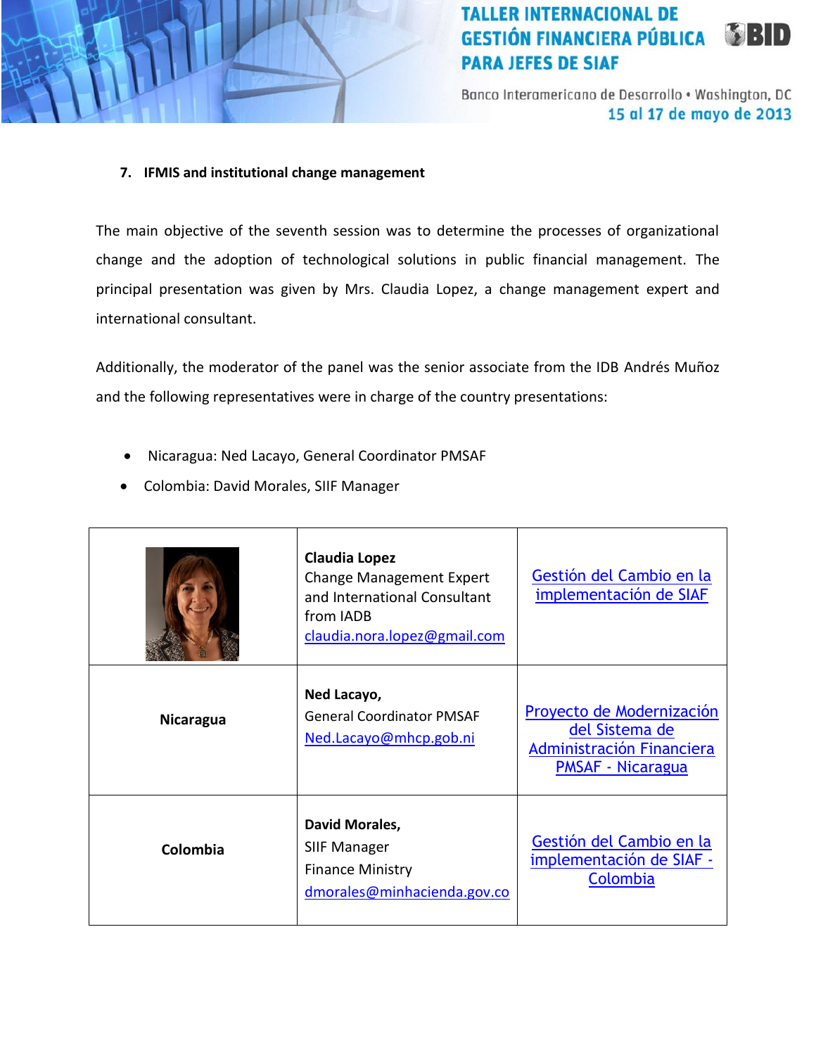### 7. IFMIS and institutional change management

The main objective of the seventh session was to determine the processes of organizational change and the adoption of technological solutions in public financial management. The principal presentation was given by Mrs. Claudia Lopez, a change management expert and international consultant.

Additionally, the moderator of the panel was the senior associate from the IDB Andrés Muñoz and the following representatives were in charge of the country presentations:

- Nicaragua: Ned Lacayo, General Coordinator PMSAF
- Colombia: David Morales, SIIF Manager

| | | |
|---|---|---|
| | **Claudia Lopez**<br>Change Management Expert and International Consultant from IADB<br>claudia.nora.lopez@gmail.com | Gestión del Cambio en la implementación de SIAF |
| **Nicaragua** | **Ned Lacayo,**<br>General Coordinator PMSAF<br>Ned.Lacayo@mhcp.gob.ni | Proyecto de Modernización del Sistema de Administración Financiera PMSAF - Nicaragua |
| **Colombia** | **David Morales,**<br>SIIF Manager<br>Finance Ministry<br>dmorales@minhacienda.gov.co | Gestión del Cambio en la implementación de SIAF - Colombia |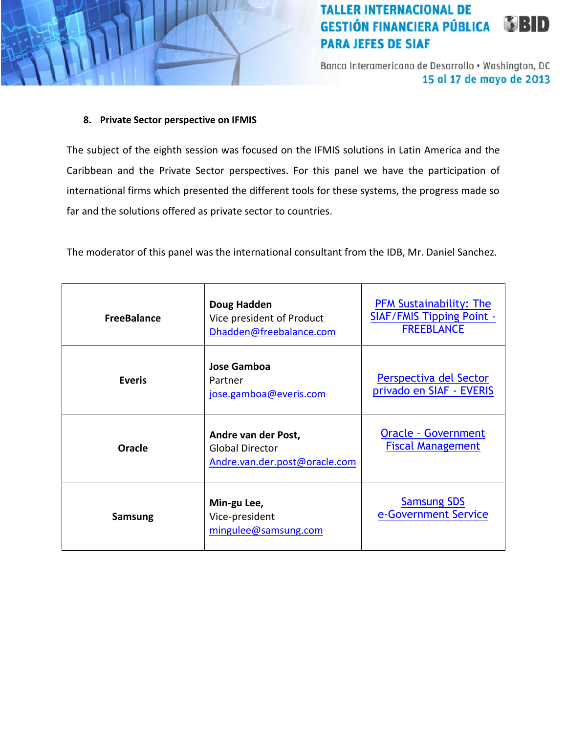### 8. Private Sector perspective on IFMIS

The subject of the eighth session was focused on the IFMIS solutions in Latin America and the Caribbean and the Private Sector perspectives. For this panel we have the participation of international firms which presented the different tools for these systems, the progress made so far and the solutions offered as private sector to countries.

The moderator of this panel was the international consultant from the IDB, Mr. Daniel Sanchez.

| | | |
|---|---|---|
| **FreeBalance** | **Doug Hadden**<br>Vice president of Product<br>Dhadden@freebalance.com | PFM Sustainability: The SIAF/FMIS Tipping Point - FREEBLANCE |
| **Everis** | **Jose Gamboa**<br>Partner<br>jose.gamboa@everis.com | Perspectiva del Sector privado en SIAF - EVERIS |
| **Oracle** | **Andre van der Post,**<br>Global Director<br>Andre.van.der.post@oracle.com | Oracle – Government Fiscal Management |
| **Samsung** | **Min-gu Lee,**<br>Vice-president<br>mingulee@samsung.com | Samsung SDS e-Government Service |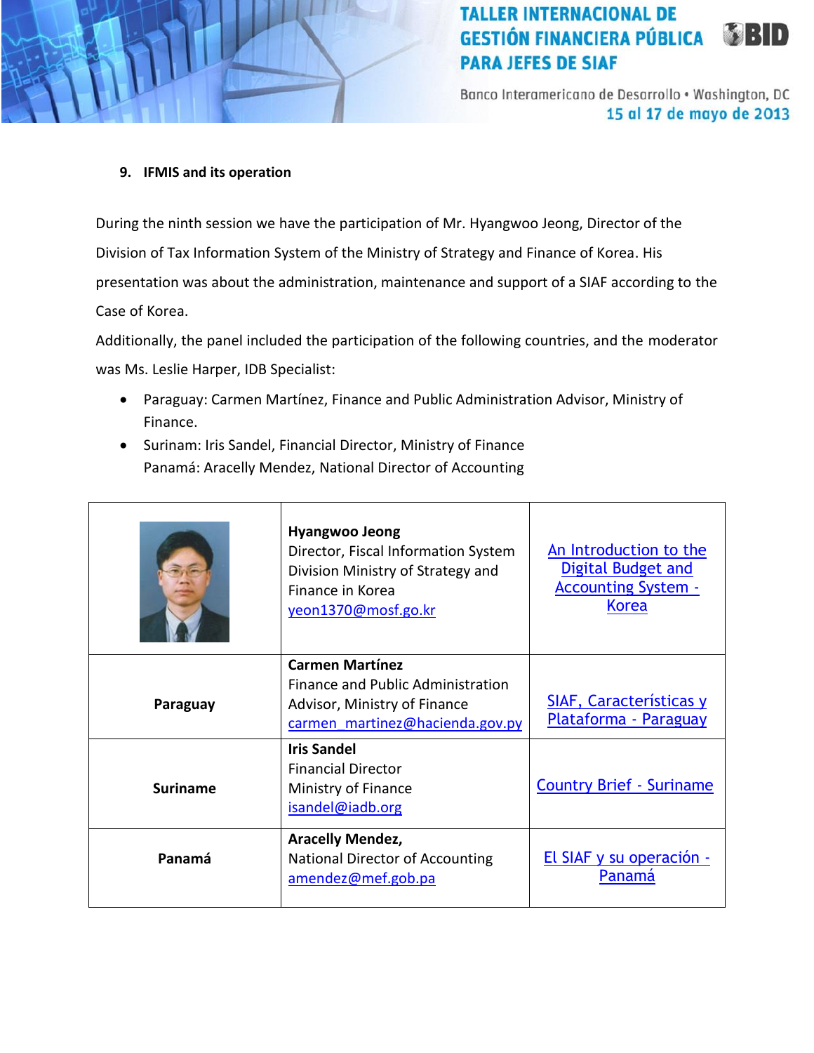**9. IFMIS and its operation**

During the ninth session we have the participation of Mr. Hyangwoo Jeong, Director of the Division of Tax Information System of the Ministry of Strategy and Finance of Korea. His presentation was about the administration, maintenance and support of a SIAF according to the Case of Korea.

Additionally, the panel included the participation of the following countries, and the moderator was Ms. Leslie Harper, IDB Specialist:

- Paraguay: Carmen Martínez, Finance and Public Administration Advisor, Ministry of Finance.
- Surinam: Iris Sandel, Financial Director, Ministry of Finance
  Panamá: Aracelly Mendez, National Director of Accounting

| | | |
|---|---|---|
| | **Hyangwoo Jeong**<br>Director, Fiscal Information System Division Ministry of Strategy and Finance in Korea<br>yeon1370@mosf.go.kr | An Introduction to the Digital Budget and Accounting System - Korea |
| **Paraguay** | **Carmen Martínez**<br>Finance and Public Administration Advisor, Ministry of Finance<br>carmen_martinez@hacienda.gov.py | SIAF, Características y Plataforma - Paraguay |
| **Suriname** | **Iris Sandel**<br>Financial Director<br>Ministry of Finance<br>isandel@iadb.org | Country Brief - Suriname |
| **Panamá** | **Aracelly Mendez,**<br>National Director of Accounting<br>amendez@mef.gob.pa | El SIAF y su operación - Panamá |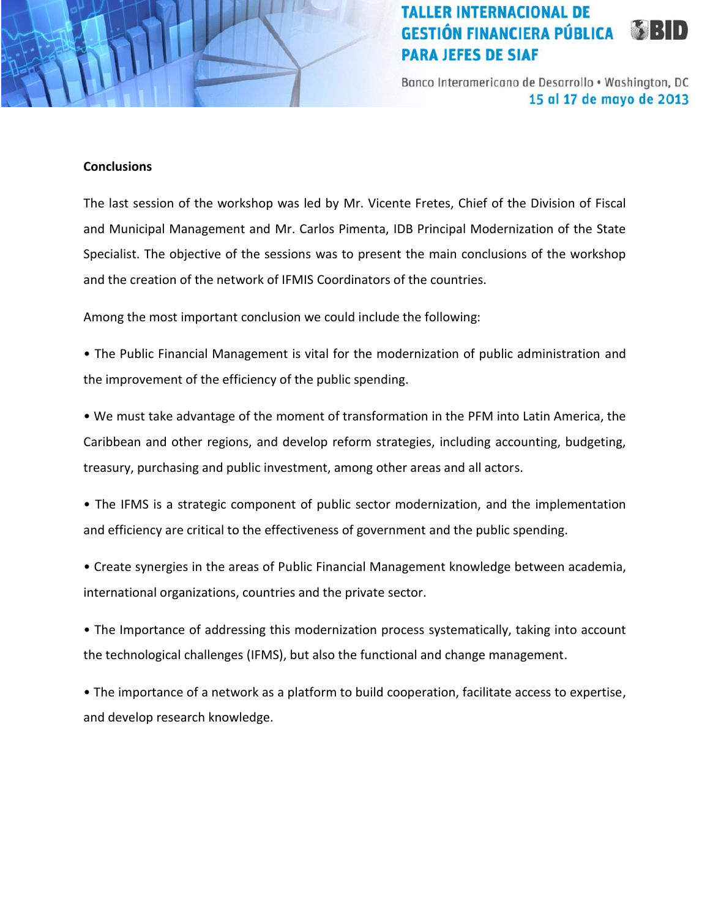**Conclusions**

The last session of the workshop was led by Mr. Vicente Fretes, Chief of the Division of Fiscal and Municipal Management and Mr. Carlos Pimenta, IDB Principal Modernization of the State Specialist. The objective of the sessions was to present the main conclusions of the workshop and the creation of the network of IFMIS Coordinators of the countries.

Among the most important conclusion we could include the following:

- The Public Financial Management is vital for the modernization of public administration and the improvement of the efficiency of the public spending.
- We must take advantage of the moment of transformation in the PFM into Latin America, the Caribbean and other regions, and develop reform strategies, including accounting, budgeting, treasury, purchasing and public investment, among other areas and all actors.
- The IFMS is a strategic component of public sector modernization, and the implementation and efficiency are critical to the effectiveness of government and the public spending.
- Create synergies in the areas of Public Financial Management knowledge between academia, international organizations, countries and the private sector.
- The Importance of addressing this modernization process systematically, taking into account the technological challenges (IFMS), but also the functional and change management.
- The importance of a network as a platform to build cooperation, facilitate access to expertise, and develop research knowledge.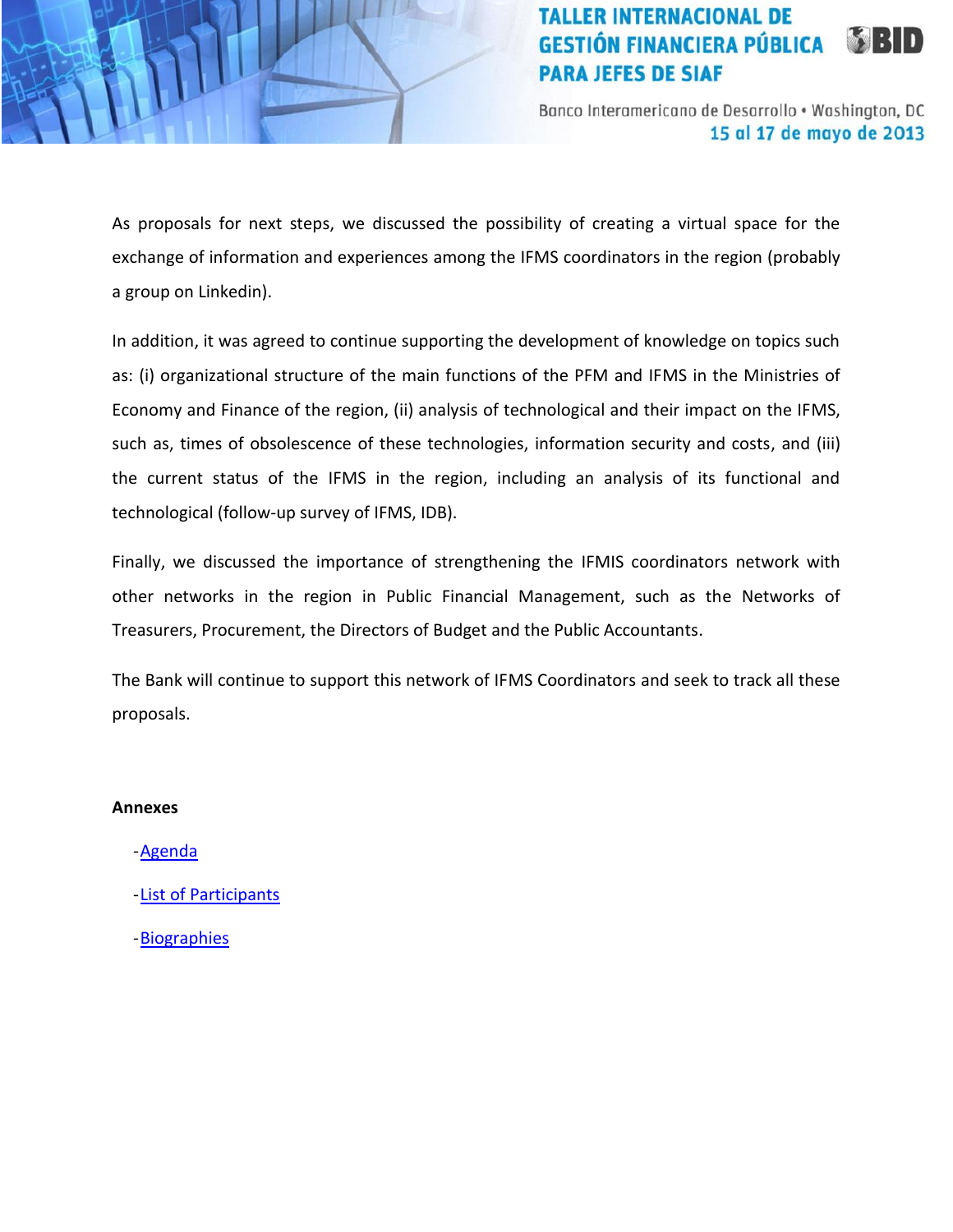As proposals for next steps, we discussed the possibility of creating a virtual space for the exchange of information and experiences among the IFMS coordinators in the region (probably a group on Linkedin).

In addition, it was agreed to continue supporting the development of knowledge on topics such as: (i) organizational structure of the main functions of the PFM and IFMS in the Ministries of Economy and Finance of the region, (ii) analysis of technological and their impact on the IFMS, such as, times of obsolescence of these technologies, information security and costs, and (iii) the current status of the IFMS in the region, including an analysis of its functional and technological (follow-up survey of IFMS, IDB).

Finally, we discussed the importance of strengthening the IFMIS coordinators network with other networks in the region in Public Financial Management, such as the Networks of Treasurers, Procurement, the Directors of Budget and the Public Accountants.

The Bank will continue to support this network of IFMS Coordinators and seek to track all these proposals.

**Annexes**

- Agenda
- List of Participants
- Biographies